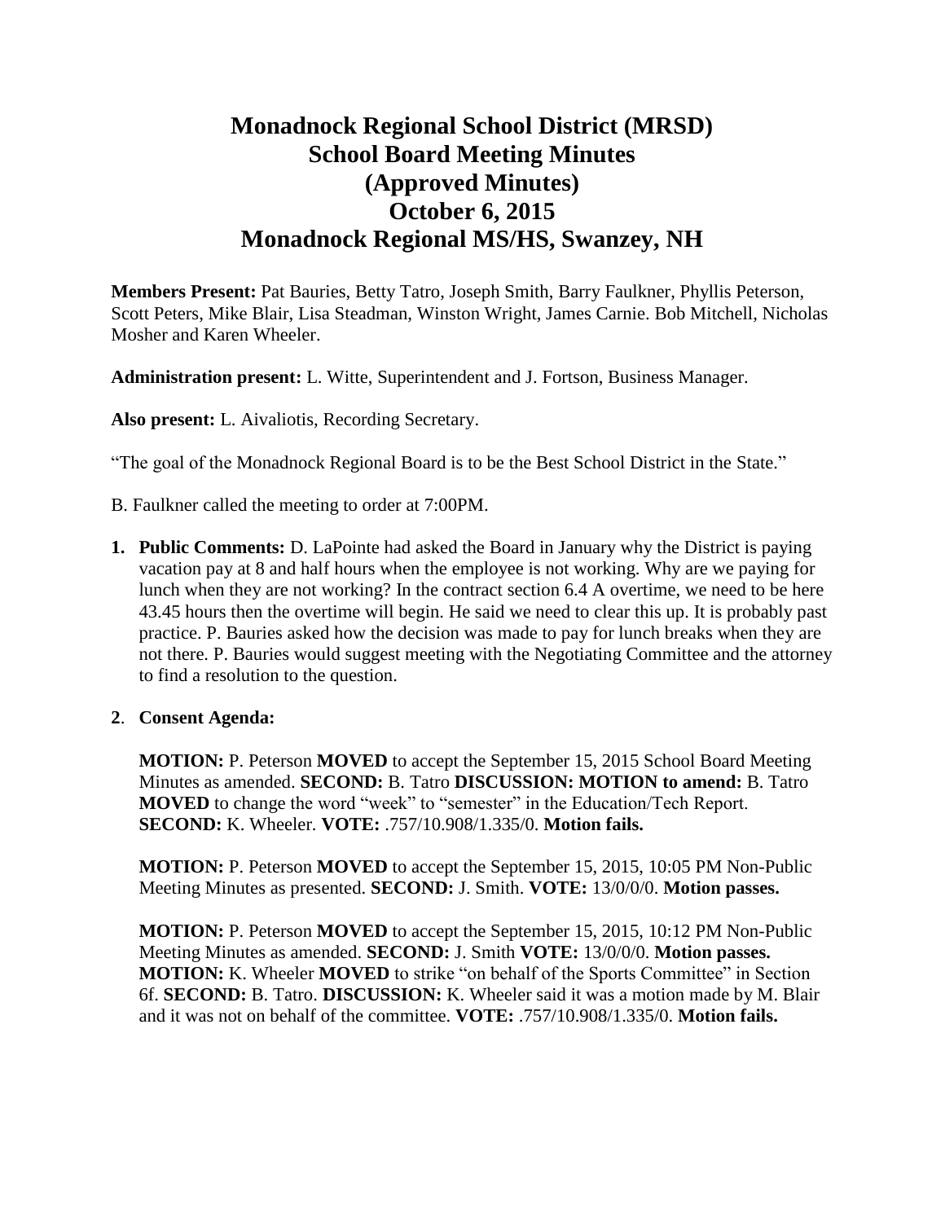# Monadnock Regional School District (MRSD)
# School Board Meeting Minutes
# (Approved Minutes)
# October 6, 2015
# Monadnock Regional MS/HS, Swanzey, NH

**Members Present:** Pat Bauries, Betty Tatro, Joseph Smith, Barry Faulkner, Phyllis Peterson, Scott Peters, Mike Blair, Lisa Steadman, Winston Wright, James Carnie. Bob Mitchell, Nicholas Mosher and Karen Wheeler.

**Administration present:** L. Witte, Superintendent and J. Fortson, Business Manager.

**Also present:** L. Aivaliotis, Recording Secretary.

"The goal of the Monadnock Regional Board is to be the Best School District in the State."

B. Faulkner called the meeting to order at 7:00PM.

1. **Public Comments:** D. LaPointe had asked the Board in January why the District is paying vacation pay at 8 and half hours when the employee is not working. Why are we paying for lunch when they are not working? In the contract section 6.4 A overtime, we need to be here 43.45 hours then the overtime will begin. He said we need to clear this up. It is probably past practice. P. Bauries asked how the decision was made to pay for lunch breaks when they are not there. P. Bauries would suggest meeting with the Negotiating Committee and the attorney to find a resolution to the question.

2. **Consent Agenda:**

   **MOTION:** P. Peterson **MOVED** to accept the September 15, 2015 School Board Meeting Minutes as amended. **SECOND:** B. Tatro **DISCUSSION: MOTION to amend:** B. Tatro **MOVED** to change the word "week" to "semester" in the Education/Tech Report. **SECOND:** K. Wheeler. **VOTE:** .757/10.908/1.335/0. **Motion fails.**

   **MOTION:** P. Peterson **MOVED** to accept the September 15, 2015, 10:05 PM Non-Public Meeting Minutes as presented. **SECOND:** J. Smith. **VOTE:** 13/0/0/0. **Motion passes.**

   **MOTION:** P. Peterson **MOVED** to accept the September 15, 2015, 10:12 PM Non-Public Meeting Minutes as amended. **SECOND:** J. Smith **VOTE:** 13/0/0/0. **Motion passes.**
   **MOTION:** K. Wheeler **MOVED** to strike "on behalf of the Sports Committee" in Section 6f. **SECOND:** B. Tatro. **DISCUSSION:** K. Wheeler said it was a motion made by M. Blair and it was not on behalf of the committee. **VOTE:** .757/10.908/1.335/0. **Motion fails.**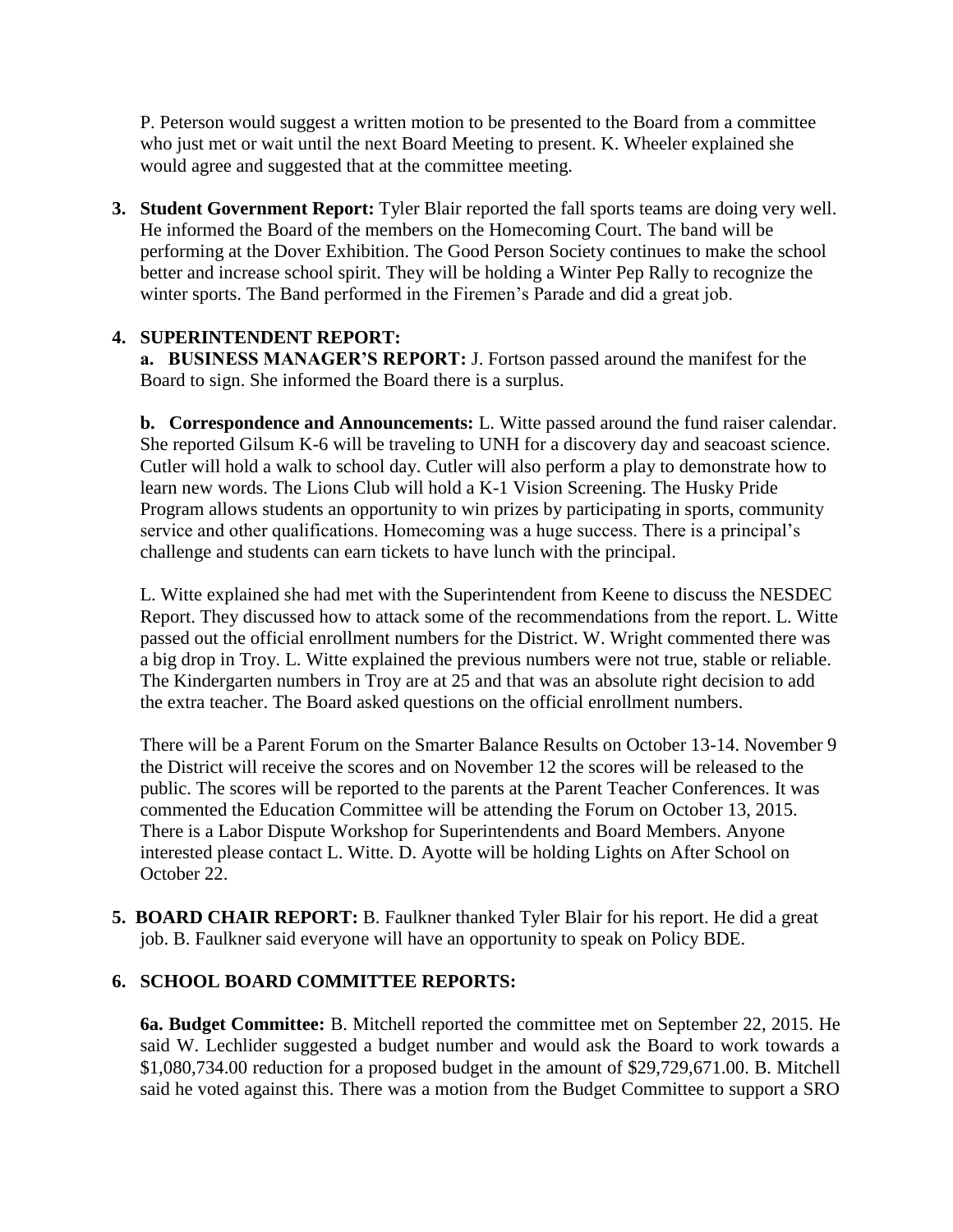P. Peterson would suggest a written motion to be presented to the Board from a committee who just met or wait until the next Board Meeting to present. K. Wheeler explained she would agree and suggested that at the committee meeting.

3. **Student Government Report:** Tyler Blair reported the fall sports teams are doing very well. He informed the Board of the members on the Homecoming Court. The band will be performing at the Dover Exhibition. The Good Person Society continues to make the school better and increase school spirit. They will be holding a Winter Pep Rally to recognize the winter sports. The Band performed in the Firemen's Parade and did a great job.

4. **SUPERINTENDENT REPORT:**

   **a. BUSINESS MANAGER'S REPORT:** J. Fortson passed around the manifest for the Board to sign. She informed the Board there is a surplus.

   **b. Correspondence and Announcements:** L. Witte passed around the fund raiser calendar. She reported Gilsum K-6 will be traveling to UNH for a discovery day and seacoast science. Cutler will hold a walk to school day. Cutler will also perform a play to demonstrate how to learn new words. The Lions Club will hold a K-1 Vision Screening. The Husky Pride Program allows students an opportunity to win prizes by participating in sports, community service and other qualifications. Homecoming was a huge success. There is a principal's challenge and students can earn tickets to have lunch with the principal.

   L. Witte explained she had met with the Superintendent from Keene to discuss the NESDEC Report. They discussed how to attack some of the recommendations from the report. L. Witte passed out the official enrollment numbers for the District. W. Wright commented there was a big drop in Troy. L. Witte explained the previous numbers were not true, stable or reliable. The Kindergarten numbers in Troy are at 25 and that was an absolute right decision to add the extra teacher. The Board asked questions on the official enrollment numbers.

   There will be a Parent Forum on the Smarter Balance Results on October 13-14. November 9 the District will receive the scores and on November 12 the scores will be released to the public. The scores will be reported to the parents at the Parent Teacher Conferences. It was commented the Education Committee will be attending the Forum on October 13, 2015. There is a Labor Dispute Workshop for Superintendents and Board Members. Anyone interested please contact L. Witte. D. Ayotte will be holding Lights on After School on October 22.

5. **BOARD CHAIR REPORT:** B. Faulkner thanked Tyler Blair for his report. He did a great job. B. Faulkner said everyone will have an opportunity to speak on Policy BDE.

6. **SCHOOL BOARD COMMITTEE REPORTS:**

   **6a. Budget Committee:** B. Mitchell reported the committee met on September 22, 2015. He said W. Lechlider suggested a budget number and would ask the Board to work towards a $1,080,734.00 reduction for a proposed budget in the amount of $29,729,671.00. B. Mitchell said he voted against this. There was a motion from the Budget Committee to support a SRO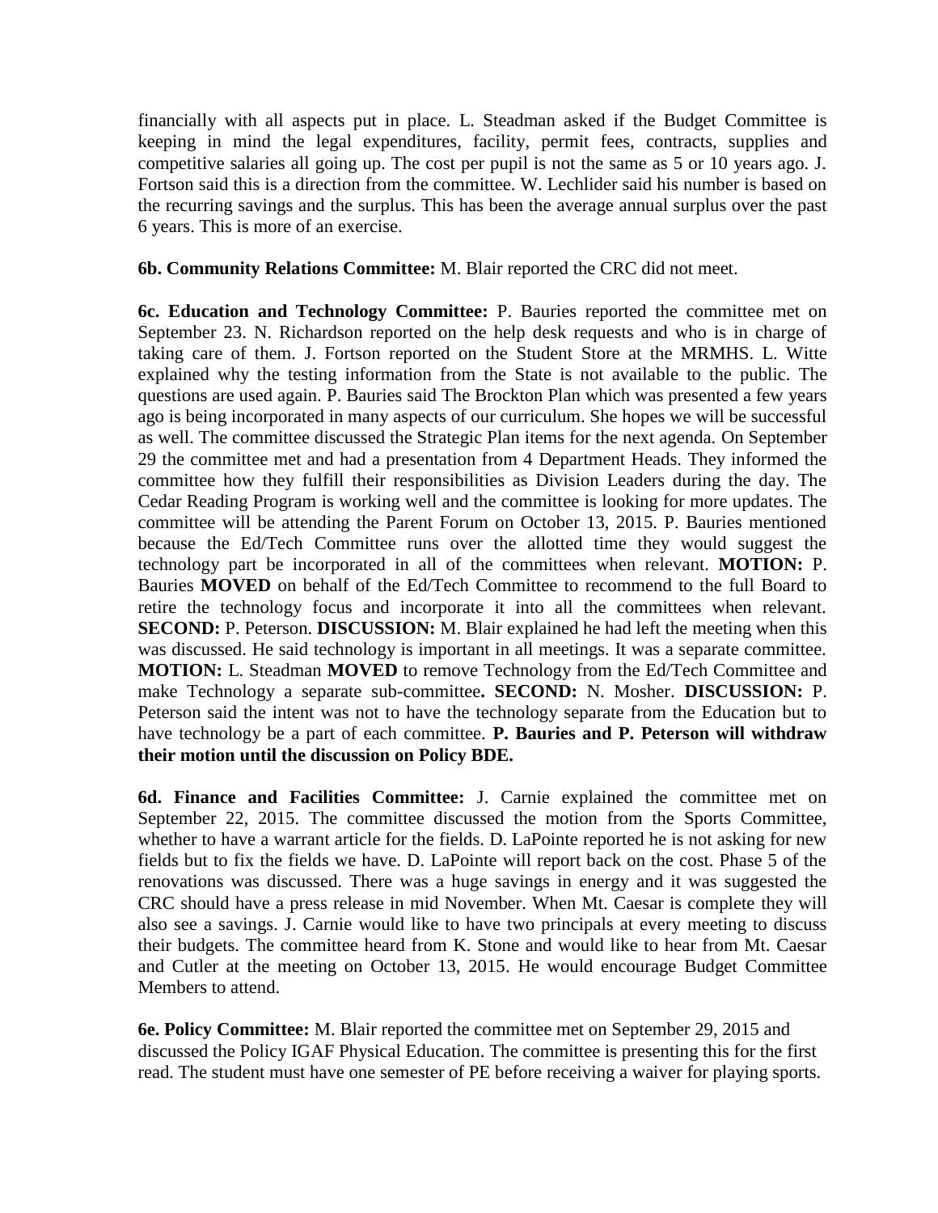financially with all aspects put in place. L. Steadman asked if the Budget Committee is keeping in mind the legal expenditures, facility, permit fees, contracts, supplies and competitive salaries all going up. The cost per pupil is not the same as 5 or 10 years ago. J. Fortson said this is a direction from the committee. W. Lechlider said his number is based on the recurring savings and the surplus. This has been the average annual surplus over the past 6 years. This is more of an exercise.

**6b. Community Relations Committee:** M. Blair reported the CRC did not meet.

**6c. Education and Technology Committee:** P. Bauries reported the committee met on September 23. N. Richardson reported on the help desk requests and who is in charge of taking care of them. J. Fortson reported on the Student Store at the MRMHS. L. Witte explained why the testing information from the State is not available to the public. The questions are used again. P. Bauries said The Brockton Plan which was presented a few years ago is being incorporated in many aspects of our curriculum. She hopes we will be successful as well. The committee discussed the Strategic Plan items for the next agenda. On September 29 the committee met and had a presentation from 4 Department Heads. They informed the committee how they fulfill their responsibilities as Division Leaders during the day. The Cedar Reading Program is working well and the committee is looking for more updates. The committee will be attending the Parent Forum on October 13, 2015. P. Bauries mentioned because the Ed/Tech Committee runs over the allotted time they would suggest the technology part be incorporated in all of the committees when relevant. **MOTION:** P. Bauries **MOVED** on behalf of the Ed/Tech Committee to recommend to the full Board to retire the technology focus and incorporate it into all the committees when relevant. **SECOND:** P. Peterson. **DISCUSSION:** M. Blair explained he had left the meeting when this was discussed. He said technology is important in all meetings. It was a separate committee. **MOTION:** L. Steadman **MOVED** to remove Technology from the Ed/Tech Committee and make Technology a separate sub-committee**. SECOND:** N. Mosher. **DISCUSSION:** P. Peterson said the intent was not to have the technology separate from the Education but to have technology be a part of each committee. **P. Bauries and P. Peterson will withdraw their motion until the discussion on Policy BDE.**

**6d. Finance and Facilities Committee:** J. Carnie explained the committee met on September 22, 2015. The committee discussed the motion from the Sports Committee, whether to have a warrant article for the fields. D. LaPointe reported he is not asking for new fields but to fix the fields we have. D. LaPointe will report back on the cost. Phase 5 of the renovations was discussed. There was a huge savings in energy and it was suggested the CRC should have a press release in mid November. When Mt. Caesar is complete they will also see a savings. J. Carnie would like to have two principals at every meeting to discuss their budgets. The committee heard from K. Stone and would like to hear from Mt. Caesar and Cutler at the meeting on October 13, 2015. He would encourage Budget Committee Members to attend.

**6e. Policy Committee:** M. Blair reported the committee met on September 29, 2015 and discussed the Policy IGAF Physical Education. The committee is presenting this for the first read. The student must have one semester of PE before receiving a waiver for playing sports.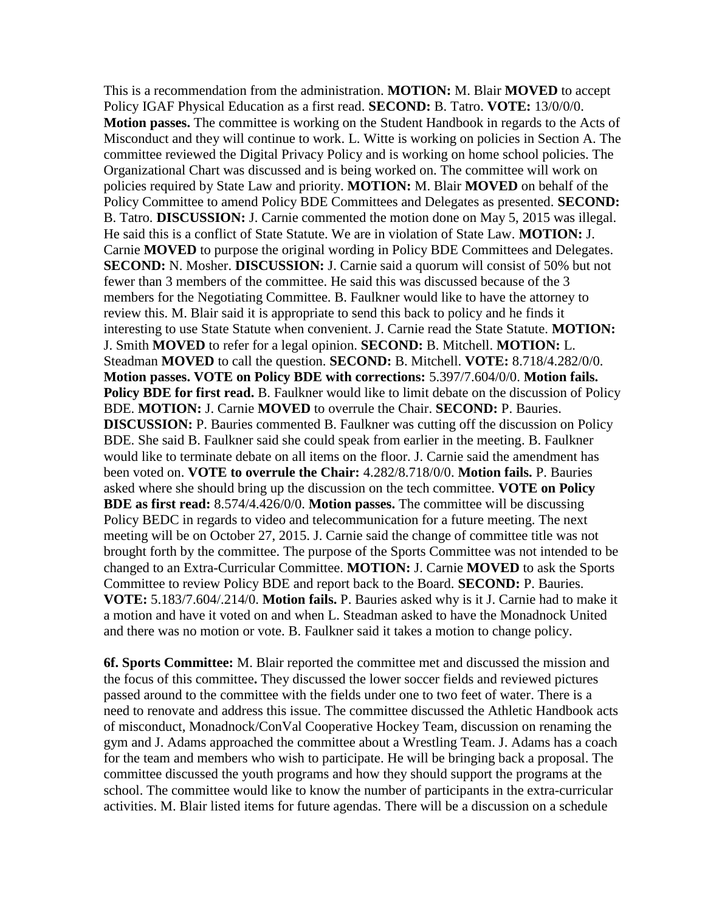This is a recommendation from the administration. **MOTION:** M. Blair **MOVED** to accept Policy IGAF Physical Education as a first read. **SECOND:** B. Tatro. **VOTE:** 13/0/0/0. **Motion passes.** The committee is working on the Student Handbook in regards to the Acts of Misconduct and they will continue to work. L. Witte is working on policies in Section A. The committee reviewed the Digital Privacy Policy and is working on home school policies. The Organizational Chart was discussed and is being worked on. The committee will work on policies required by State Law and priority. **MOTION:** M. Blair **MOVED** on behalf of the Policy Committee to amend Policy BDE Committees and Delegates as presented. **SECOND:** B. Tatro. **DISCUSSION:** J. Carnie commented the motion done on May 5, 2015 was illegal. He said this is a conflict of State Statute. We are in violation of State Law. **MOTION:** J. Carnie **MOVED** to purpose the original wording in Policy BDE Committees and Delegates. **SECOND:** N. Mosher. **DISCUSSION:** J. Carnie said a quorum will consist of 50% but not fewer than 3 members of the committee. He said this was discussed because of the 3 members for the Negotiating Committee. B. Faulkner would like to have the attorney to review this. M. Blair said it is appropriate to send this back to policy and he finds it interesting to use State Statute when convenient. J. Carnie read the State Statute. **MOTION:** J. Smith **MOVED** to refer for a legal opinion. **SECOND:** B. Mitchell. **MOTION:** L. Steadman **MOVED** to call the question. **SECOND:** B. Mitchell. **VOTE:** 8.718/4.282/0/0. **Motion passes. VOTE on Policy BDE with corrections:** 5.397/7.604/0/0. **Motion fails. Policy BDE for first read.** B. Faulkner would like to limit debate on the discussion of Policy BDE. **MOTION:** J. Carnie **MOVED** to overrule the Chair. **SECOND:** P. Bauries. **DISCUSSION:** P. Bauries commented B. Faulkner was cutting off the discussion on Policy BDE. She said B. Faulkner said she could speak from earlier in the meeting. B. Faulkner would like to terminate debate on all items on the floor. J. Carnie said the amendment has been voted on. **VOTE to overrule the Chair:** 4.282/8.718/0/0. **Motion fails.** P. Bauries asked where she should bring up the discussion on the tech committee. **VOTE on Policy BDE as first read:** 8.574/4.426/0/0. **Motion passes.** The committee will be discussing Policy BEDC in regards to video and telecommunication for a future meeting. The next meeting will be on October 27, 2015. J. Carnie said the change of committee title was not brought forth by the committee. The purpose of the Sports Committee was not intended to be changed to an Extra-Curricular Committee. **MOTION:** J. Carnie **MOVED** to ask the Sports Committee to review Policy BDE and report back to the Board. **SECOND:** P. Bauries. **VOTE:** 5.183/7.604/.214/0. **Motion fails.** P. Bauries asked why is it J. Carnie had to make it a motion and have it voted on and when L. Steadman asked to have the Monadnock United and there was no motion or vote. B. Faulkner said it takes a motion to change policy.

**6f. Sports Committee:** M. Blair reported the committee met and discussed the mission and the focus of this committee**.** They discussed the lower soccer fields and reviewed pictures passed around to the committee with the fields under one to two feet of water. There is a need to renovate and address this issue. The committee discussed the Athletic Handbook acts of misconduct, Monadnock/ConVal Cooperative Hockey Team, discussion on renaming the gym and J. Adams approached the committee about a Wrestling Team. J. Adams has a coach for the team and members who wish to participate. He will be bringing back a proposal. The committee discussed the youth programs and how they should support the programs at the school. The committee would like to know the number of participants in the extra-curricular activities. M. Blair listed items for future agendas. There will be a discussion on a schedule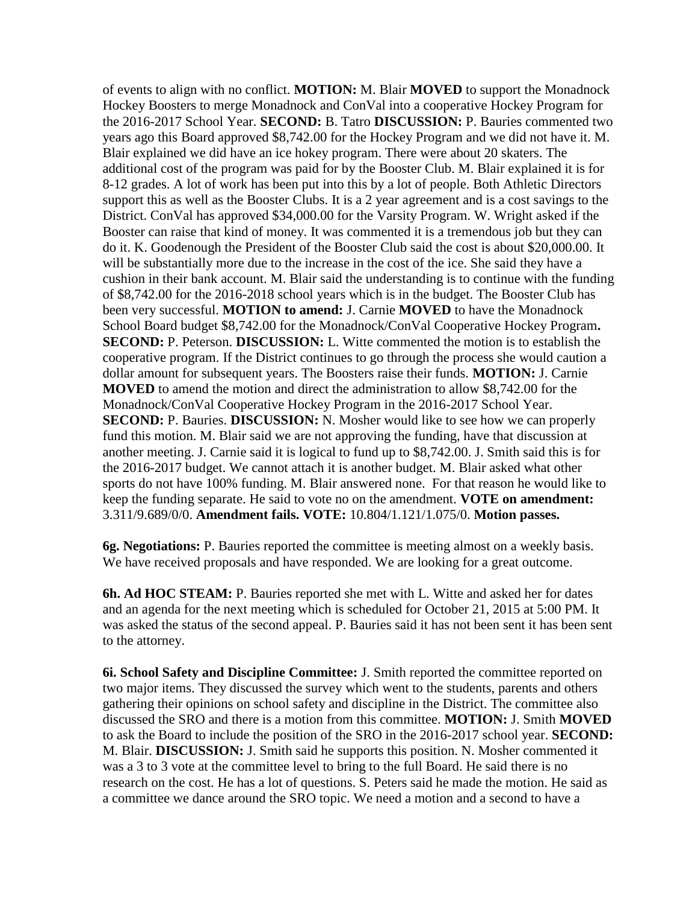of events to align with no conflict. **MOTION:** M. Blair **MOVED** to support the Monadnock Hockey Boosters to merge Monadnock and ConVal into a cooperative Hockey Program for the 2016-2017 School Year. **SECOND:** B. Tatro **DISCUSSION:** P. Bauries commented two years ago this Board approved $8,742.00 for the Hockey Program and we did not have it. M. Blair explained we did have an ice hokey program. There were about 20 skaters. The additional cost of the program was paid for by the Booster Club. M. Blair explained it is for 8-12 grades. A lot of work has been put into this by a lot of people. Both Athletic Directors support this as well as the Booster Clubs. It is a 2 year agreement and is a cost savings to the District. ConVal has approved $34,000.00 for the Varsity Program. W. Wright asked if the Booster can raise that kind of money. It was commented it is a tremendous job but they can do it. K. Goodenough the President of the Booster Club said the cost is about $20,000.00. It will be substantially more due to the increase in the cost of the ice. She said they have a cushion in their bank account. M. Blair said the understanding is to continue with the funding of $8,742.00 for the 2016-2018 school years which is in the budget. The Booster Club has been very successful. **MOTION to amend:** J. Carnie **MOVED** to have the Monadnock School Board budget $8,742.00 for the Monadnock/ConVal Cooperative Hockey Program**.** **SECOND:** P. Peterson. **DISCUSSION:** L. Witte commented the motion is to establish the cooperative program. If the District continues to go through the process she would caution a dollar amount for subsequent years. The Boosters raise their funds. **MOTION:** J. Carnie **MOVED** to amend the motion and direct the administration to allow $8,742.00 for the Monadnock/ConVal Cooperative Hockey Program in the 2016-2017 School Year. **SECOND:** P. Bauries. **DISCUSSION:** N. Mosher would like to see how we can properly fund this motion. M. Blair said we are not approving the funding, have that discussion at another meeting. J. Carnie said it is logical to fund up to $8,742.00. J. Smith said this is for the 2016-2017 budget. We cannot attach it is another budget. M. Blair asked what other sports do not have 100% funding. M. Blair answered none. For that reason he would like to keep the funding separate. He said to vote no on the amendment. **VOTE on amendment:** 3.311/9.689/0/0. **Amendment fails. VOTE:** 10.804/1.121/1.075/0. **Motion passes.**

**6g. Negotiations:** P. Bauries reported the committee is meeting almost on a weekly basis. We have received proposals and have responded. We are looking for a great outcome.

**6h. Ad HOC STEAM:** P. Bauries reported she met with L. Witte and asked her for dates and an agenda for the next meeting which is scheduled for October 21, 2015 at 5:00 PM. It was asked the status of the second appeal. P. Bauries said it has not been sent it has been sent to the attorney.

**6i. School Safety and Discipline Committee:** J. Smith reported the committee reported on two major items. They discussed the survey which went to the students, parents and others gathering their opinions on school safety and discipline in the District. The committee also discussed the SRO and there is a motion from this committee. **MOTION:** J. Smith **MOVED** to ask the Board to include the position of the SRO in the 2016-2017 school year. **SECOND:** M. Blair. **DISCUSSION:** J. Smith said he supports this position. N. Mosher commented it was a 3 to 3 vote at the committee level to bring to the full Board. He said there is no research on the cost. He has a lot of questions. S. Peters said he made the motion. He said as a committee we dance around the SRO topic. We need a motion and a second to have a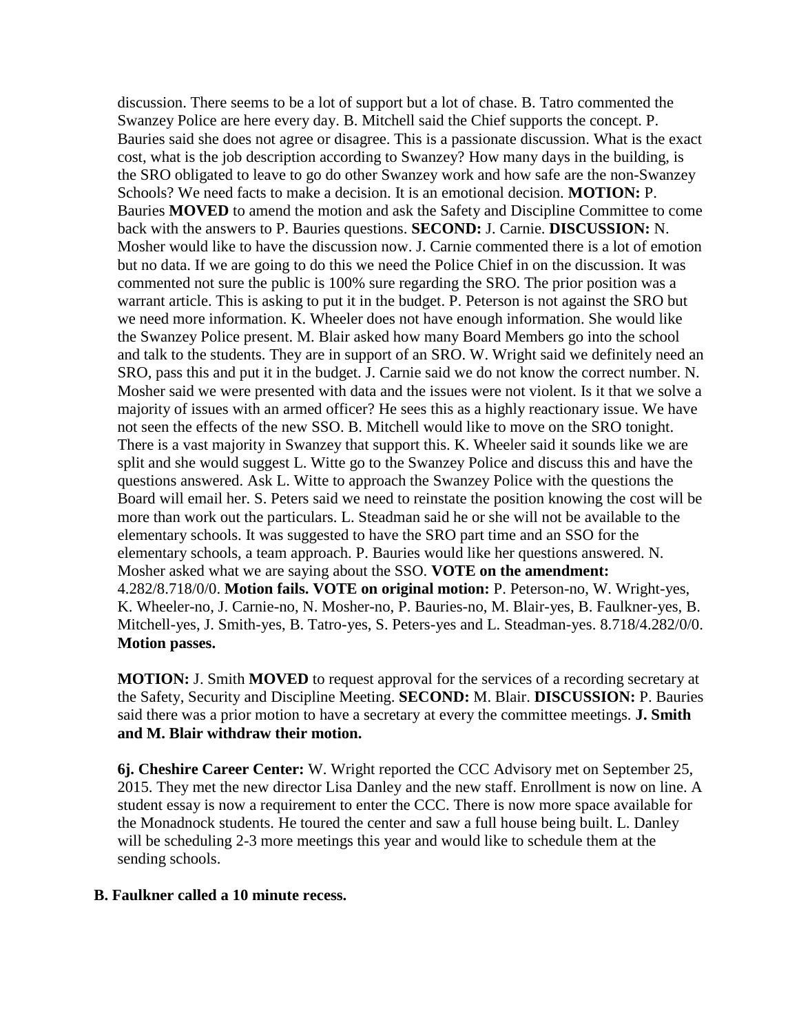discussion. There seems to be a lot of support but a lot of chase. B. Tatro commented the Swanzey Police are here every day. B. Mitchell said the Chief supports the concept. P. Bauries said she does not agree or disagree. This is a passionate discussion. What is the exact cost, what is the job description according to Swanzey? How many days in the building, is the SRO obligated to leave to go do other Swanzey work and how safe are the non-Swanzey Schools? We need facts to make a decision. It is an emotional decision. **MOTION:** P. Bauries **MOVED** to amend the motion and ask the Safety and Discipline Committee to come back with the answers to P. Bauries questions. **SECOND:** J. Carnie. **DISCUSSION:** N. Mosher would like to have the discussion now. J. Carnie commented there is a lot of emotion but no data. If we are going to do this we need the Police Chief in on the discussion. It was commented not sure the public is 100% sure regarding the SRO. The prior position was a warrant article. This is asking to put it in the budget. P. Peterson is not against the SRO but we need more information. K. Wheeler does not have enough information. She would like the Swanzey Police present. M. Blair asked how many Board Members go into the school and talk to the students. They are in support of an SRO. W. Wright said we definitely need an SRO, pass this and put it in the budget. J. Carnie said we do not know the correct number. N. Mosher said we were presented with data and the issues were not violent. Is it that we solve a majority of issues with an armed officer? He sees this as a highly reactionary issue. We have not seen the effects of the new SSO. B. Mitchell would like to move on the SRO tonight. There is a vast majority in Swanzey that support this. K. Wheeler said it sounds like we are split and she would suggest L. Witte go to the Swanzey Police and discuss this and have the questions answered. Ask L. Witte to approach the Swanzey Police with the questions the Board will email her. S. Peters said we need to reinstate the position knowing the cost will be more than work out the particulars. L. Steadman said he or she will not be available to the elementary schools. It was suggested to have the SRO part time and an SSO for the elementary schools, a team approach. P. Bauries would like her questions answered. N. Mosher asked what we are saying about the SSO. **VOTE on the amendment:** 4.282/8.718/0/0. **Motion fails. VOTE on original motion:** P. Peterson-no, W. Wright-yes, K. Wheeler-no, J. Carnie-no, N. Mosher-no, P. Bauries-no, M. Blair-yes, B. Faulkner-yes, B. Mitchell-yes, J. Smith-yes, B. Tatro-yes, S. Peters-yes and L. Steadman-yes. 8.718/4.282/0/0. **Motion passes.**

**MOTION:** J. Smith **MOVED** to request approval for the services of a recording secretary at the Safety, Security and Discipline Meeting. **SECOND:** M. Blair. **DISCUSSION:** P. Bauries said there was a prior motion to have a secretary at every the committee meetings. **J. Smith and M. Blair withdraw their motion.**

**6j. Cheshire Career Center:** W. Wright reported the CCC Advisory met on September 25, 2015. They met the new director Lisa Danley and the new staff. Enrollment is now on line. A student essay is now a requirement to enter the CCC. There is now more space available for the Monadnock students. He toured the center and saw a full house being built. L. Danley will be scheduling 2-3 more meetings this year and would like to schedule them at the sending schools.

**B. Faulkner called a 10 minute recess.**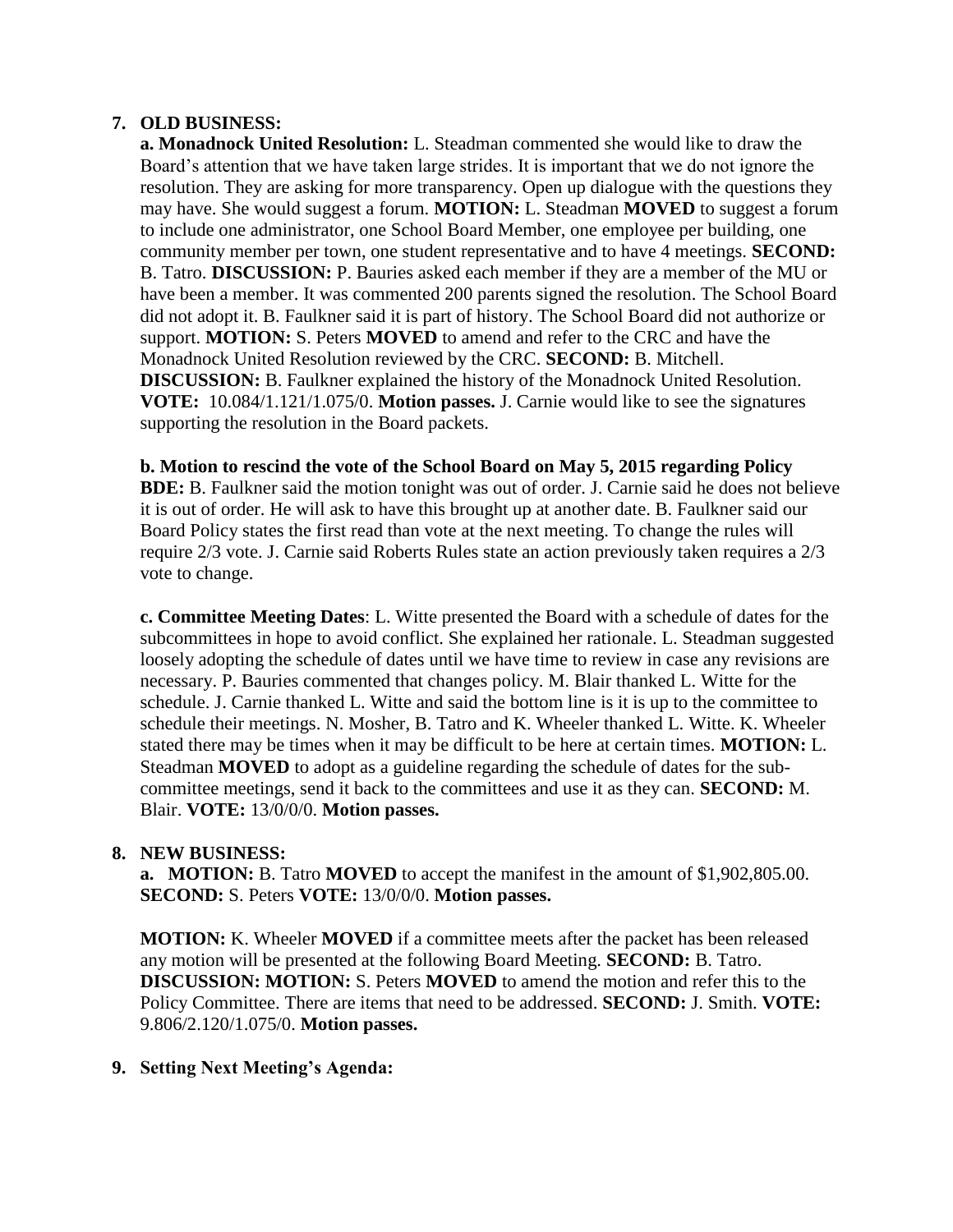7. **OLD BUSINESS:**

**a. Monadnock United Resolution:** L. Steadman commented she would like to draw the Board's attention that we have taken large strides. It is important that we do not ignore the resolution. They are asking for more transparency. Open up dialogue with the questions they may have. She would suggest a forum. **MOTION:** L. Steadman **MOVED** to suggest a forum to include one administrator, one School Board Member, one employee per building, one community member per town, one student representative and to have 4 meetings. **SECOND:** B. Tatro. **DISCUSSION:** P. Bauries asked each member if they are a member of the MU or have been a member. It was commented 200 parents signed the resolution. The School Board did not adopt it. B. Faulkner said it is part of history. The School Board did not authorize or support. **MOTION:** S. Peters **MOVED** to amend and refer to the CRC and have the Monadnock United Resolution reviewed by the CRC. **SECOND:** B. Mitchell. **DISCUSSION:** B. Faulkner explained the history of the Monadnock United Resolution. **VOTE:** 10.084/1.121/1.075/0. **Motion passes.** J. Carnie would like to see the signatures supporting the resolution in the Board packets.

**b. Motion to rescind the vote of the School Board on May 5, 2015 regarding Policy BDE:** B. Faulkner said the motion tonight was out of order. J. Carnie said he does not believe it is out of order. He will ask to have this brought up at another date. B. Faulkner said our Board Policy states the first read than vote at the next meeting. To change the rules will require 2/3 vote. J. Carnie said Roberts Rules state an action previously taken requires a 2/3 vote to change.

**c. Committee Meeting Dates**: L. Witte presented the Board with a schedule of dates for the subcommittees in hope to avoid conflict. She explained her rationale. L. Steadman suggested loosely adopting the schedule of dates until we have time to review in case any revisions are necessary. P. Bauries commented that changes policy. M. Blair thanked L. Witte for the schedule. J. Carnie thanked L. Witte and said the bottom line is it is up to the committee to schedule their meetings. N. Mosher, B. Tatro and K. Wheeler thanked L. Witte. K. Wheeler stated there may be times when it may be difficult to be here at certain times. **MOTION:** L. Steadman **MOVED** to adopt as a guideline regarding the schedule of dates for the sub-committee meetings, send it back to the committees and use it as they can. **SECOND:** M. Blair. **VOTE:** 13/0/0/0. **Motion passes.**

8. **NEW BUSINESS:**

**a. MOTION:** B. Tatro **MOVED** to accept the manifest in the amount of $1,902,805.00. **SECOND:** S. Peters **VOTE:** 13/0/0/0. **Motion passes.**

**MOTION:** K. Wheeler **MOVED** if a committee meets after the packet has been released any motion will be presented at the following Board Meeting. **SECOND:** B. Tatro. **DISCUSSION: MOTION:** S. Peters **MOVED** to amend the motion and refer this to the Policy Committee. There are items that need to be addressed. **SECOND:** J. Smith. **VOTE:** 9.806/2.120/1.075/0. **Motion passes.**

9. **Setting Next Meeting's Agenda:**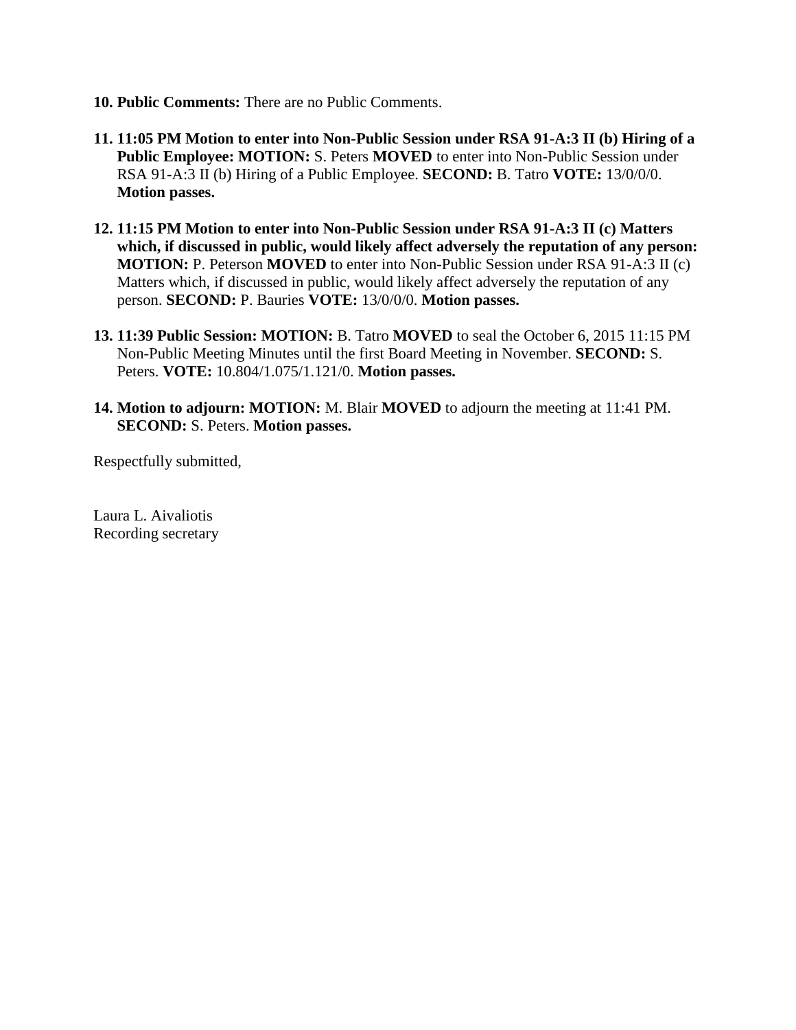10. **Public Comments:** There are no Public Comments.

11. **11:05 PM Motion to enter into Non-Public Session under RSA 91-A:3 II (b) Hiring of a Public Employee: MOTION:** S. Peters **MOVED** to enter into Non-Public Session under RSA 91-A:3 II (b) Hiring of a Public Employee. **SECOND:** B. Tatro **VOTE:** 13/0/0/0. **Motion passes.**

12. **11:15 PM Motion to enter into Non-Public Session under RSA 91-A:3 II (c) Matters which, if discussed in public, would likely affect adversely the reputation of any person: MOTION:** P. Peterson **MOVED** to enter into Non-Public Session under RSA 91-A:3 II (c) Matters which, if discussed in public, would likely affect adversely the reputation of any person. **SECOND:** P. Bauries **VOTE:** 13/0/0/0. **Motion passes.**

13. **11:39 Public Session: MOTION:** B. Tatro **MOVED** to seal the October 6, 2015 11:15 PM Non-Public Meeting Minutes until the first Board Meeting in November. **SECOND:** S. Peters. **VOTE:** 10.804/1.075/1.121/0. **Motion passes.**

14. **Motion to adjourn: MOTION:** M. Blair **MOVED** to adjourn the meeting at 11:41 PM. **SECOND:** S. Peters. **Motion passes.**

Respectfully submitted,

Laura L. Aivaliotis
Recording secretary